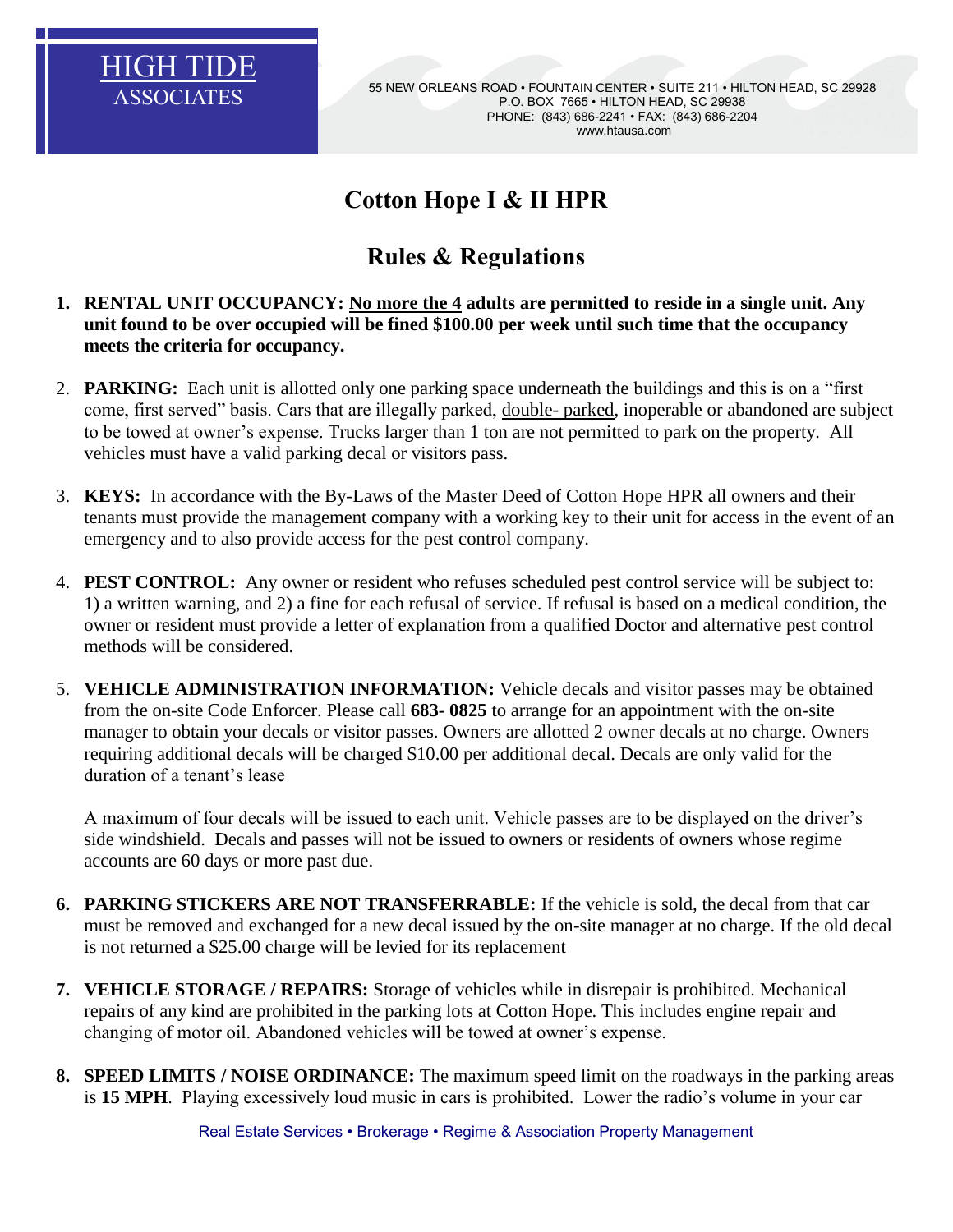HIGH TIDE ASSOCIATES

55 NEW ORLEANS ROAD • FOUNTAIN CENTER • SUITE 211 • HILTON HEAD, SC 29928
P.O. BOX 7665 • HILTON HEAD, SC 29938
PHONE: (843) 686-2241 • FAX: (843) 686-2204
www.htausa.com

# Cotton Hope I & II HPR

# Rules & Regulations

1. **RENTAL UNIT OCCUPANCY:** **No more the 4 adults are permitted to reside in a single unit. Any unit found to be over occupied will be fined $100.00 per week until such time that the occupancy meets the criteria for occupancy.**

2. **PARKING:** Each unit is allotted only one parking space underneath the buildings and this is on a "first come, first served" basis. Cars that are illegally parked, double- parked, inoperable or abandoned are subject to be towed at owner's expense. Trucks larger than 1 ton are not permitted to park on the property. All vehicles must have a valid parking decal or visitors pass.

3. **KEYS:** In accordance with the By-Laws of the Master Deed of Cotton Hope HPR all owners and their tenants must provide the management company with a working key to their unit for access in the event of an emergency and to also provide access for the pest control company.

4. **PEST CONTROL:** Any owner or resident who refuses scheduled pest control service will be subject to: 1) a written warning, and 2) a fine for each refusal of service. If refusal is based on a medical condition, the owner or resident must provide a letter of explanation from a qualified Doctor and alternative pest control methods will be considered.

5. **VEHICLE ADMINISTRATION INFORMATION:** Vehicle decals and visitor passes may be obtained from the on-site Code Enforcer. Please call **683- 0825** to arrange for an appointment with the on-site manager to obtain your decals or visitor passes. Owners are allotted 2 owner decals at no charge. Owners requiring additional decals will be charged $10.00 per additional decal. Decals are only valid for the duration of a tenant's lease

   A maximum of four decals will be issued to each unit. Vehicle passes are to be displayed on the driver's side windshield. Decals and passes will not be issued to owners or residents of owners whose regime accounts are 60 days or more past due.

6. **PARKING STICKERS ARE NOT TRANSFERRABLE:** If the vehicle is sold, the decal from that car must be removed and exchanged for a new decal issued by the on-site manager at no charge. If the old decal is not returned a $25.00 charge will be levied for its replacement

7. **VEHICLE STORAGE / REPAIRS:** Storage of vehicles while in disrepair is prohibited. Mechanical repairs of any kind are prohibited in the parking lots at Cotton Hope. This includes engine repair and changing of motor oil. Abandoned vehicles will be towed at owner's expense.

8. **SPEED LIMITS / NOISE ORDINANCE:** The maximum speed limit on the roadways in the parking areas is **15 MPH**. Playing excessively loud music in cars is prohibited. Lower the radio's volume in your car

Real Estate Services • Brokerage • Regime & Association Property Management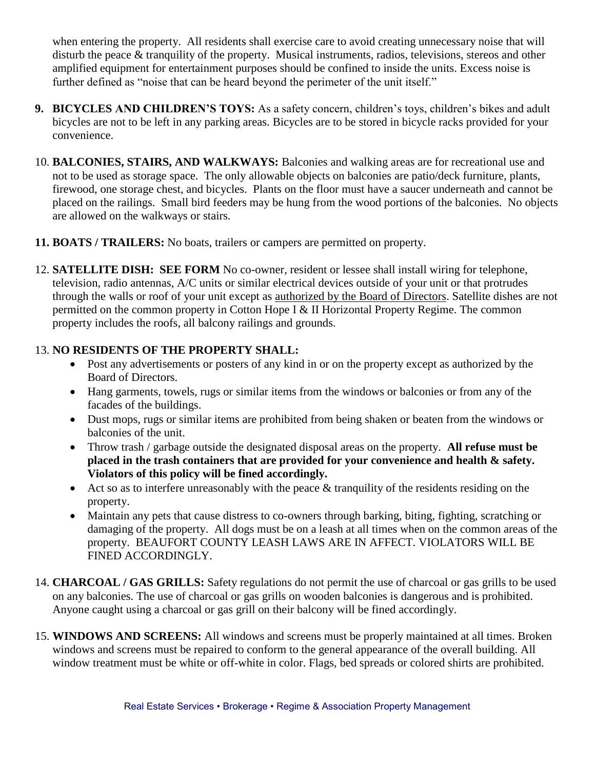when entering the property. All residents shall exercise care to avoid creating unnecessary noise that will disturb the peace & tranquility of the property. Musical instruments, radios, televisions, stereos and other amplified equipment for entertainment purposes should be confined to inside the units. Excess noise is further defined as "noise that can be heard beyond the perimeter of the unit itself."

9. **BICYCLES AND CHILDREN'S TOYS:** As a safety concern, children's toys, children's bikes and adult bicycles are not to be left in any parking areas. Bicycles are to be stored in bicycle racks provided for your convenience.

10. **BALCONIES, STAIRS, AND WALKWAYS:** Balconies and walking areas are for recreational use and not to be used as storage space. The only allowable objects on balconies are patio/deck furniture, plants, firewood, one storage chest, and bicycles. Plants on the floor must have a saucer underneath and cannot be placed on the railings. Small bird feeders may be hung from the wood portions of the balconies. No objects are allowed on the walkways or stairs.

11. **BOATS / TRAILERS:** No boats, trailers or campers are permitted on property.

12. **SATELLITE DISH: SEE FORM** No co-owner, resident or lessee shall install wiring for telephone, television, radio antennas, A/C units or similar electrical devices outside of your unit or that protrudes through the walls or roof of your unit except as <u>authorized by the Board of Directors</u>. Satellite dishes are not permitted on the common property in Cotton Hope I & II Horizontal Property Regime. The common property includes the roofs, all balcony railings and grounds.

13. **NO RESIDENTS OF THE PROPERTY SHALL:**
    - Post any advertisements or posters of any kind in or on the property except as authorized by the Board of Directors.
    - Hang garments, towels, rugs or similar items from the windows or balconies or from any of the facades of the buildings.
    - Dust mops, rugs or similar items are prohibited from being shaken or beaten from the windows or balconies of the unit.
    - Throw trash / garbage outside the designated disposal areas on the property. **All refuse must be placed in the trash containers that are provided for your convenience and health & safety. Violators of this policy will be fined accordingly.**
    - Act so as to interfere unreasonably with the peace & tranquility of the residents residing on the property.
    - Maintain any pets that cause distress to co-owners through barking, biting, fighting, scratching or damaging of the property. All dogs must be on a leash at all times when on the common areas of the property. BEAUFORT COUNTY LEASH LAWS ARE IN AFFECT. VIOLATORS WILL BE FINED ACCORDINGLY.

14. **CHARCOAL / GAS GRILLS:** Safety regulations do not permit the use of charcoal or gas grills to be used on any balconies. The use of charcoal or gas grills on wooden balconies is dangerous and is prohibited. Anyone caught using a charcoal or gas grill on their balcony will be fined accordingly.

15. **WINDOWS AND SCREENS:** All windows and screens must be properly maintained at all times. Broken windows and screens must be repaired to conform to the general appearance of the overall building. All window treatment must be white or off-white in color. Flags, bed spreads or colored shirts are prohibited.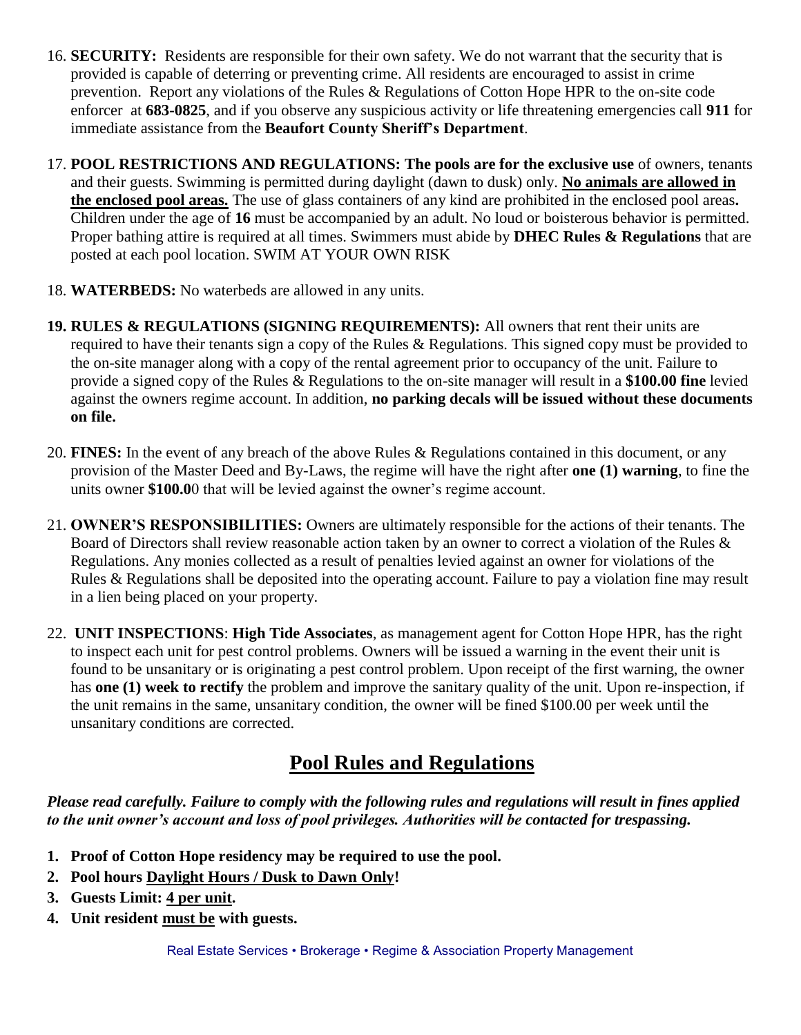16. **SECURITY:** Residents are responsible for their own safety. We do not warrant that the security that is provided is capable of deterring or preventing crime. All residents are encouraged to assist in crime prevention. Report any violations of the Rules & Regulations of Cotton Hope HPR to the on-site code enforcer at **683-0825**, and if you observe any suspicious activity or life threatening emergencies call **911** for immediate assistance from the **Beaufort County Sheriff's Department**.

17. **POOL RESTRICTIONS AND REGULATIONS: The pools are for the exclusive use** of owners, tenants and their guests. Swimming is permitted during daylight (dawn to dusk) only. **<u>No animals are allowed in the enclosed pool areas.</u>** The use of glass containers of any kind are prohibited in the enclosed pool areas**.** Children under the age of **16** must be accompanied by an adult. No loud or boisterous behavior is permitted. Proper bathing attire is required at all times. Swimmers must abide by **DHEC Rules & Regulations** that are posted at each pool location. SWIM AT YOUR OWN RISK

18. **WATERBEDS:** No waterbeds are allowed in any units.

19. **RULES & REGULATIONS (SIGNING REQUIREMENTS):** All owners that rent their units are required to have their tenants sign a copy of the Rules & Regulations. This signed copy must be provided to the on-site manager along with a copy of the rental agreement prior to occupancy of the unit. Failure to provide a signed copy of the Rules & Regulations to the on-site manager will result in a **$100.00 fine** levied against the owners regime account. In addition, **no parking decals will be issued without these documents on file.**

20. **FINES:** In the event of any breach of the above Rules & Regulations contained in this document, or any provision of the Master Deed and By-Laws, the regime will have the right after **one (1) warning**, to fine the units owner **$100.0**0 that will be levied against the owner's regime account.

21. **OWNER'S RESPONSIBILITIES:** Owners are ultimately responsible for the actions of their tenants. The Board of Directors shall review reasonable action taken by an owner to correct a violation of the Rules & Regulations. Any monies collected as a result of penalties levied against an owner for violations of the Rules & Regulations shall be deposited into the operating account. Failure to pay a violation fine may result in a lien being placed on your property.

22. **UNIT INSPECTIONS**: **High Tide Associates**, as management agent for Cotton Hope HPR, has the right to inspect each unit for pest control problems. Owners will be issued a warning in the event their unit is found to be unsanitary or is originating a pest control problem. Upon receipt of the first warning, the owner has **one (1) week to rectify** the problem and improve the sanitary quality of the unit. Upon re-inspection, if the unit remains in the same, unsanitary condition, the owner will be fined $100.00 per week until the unsanitary conditions are corrected.

## <u>Pool Rules and Regulations</u>

***Please read carefully. Failure to comply with the following rules and regulations will result in fines applied to the unit owner's account and loss of pool privileges. Authorities will be contacted for trespassing.***

1. **Proof of Cotton Hope residency may be required to use the pool.**
2. **Pool hours <u>Daylight Hours / Dusk to Dawn Only</u>!**
3. **Guests Limit: <u>4 per unit</u>.**
4. **Unit resident <u>must be</u> with guests.**

Real Estate Services • Brokerage • Regime & Association Property Management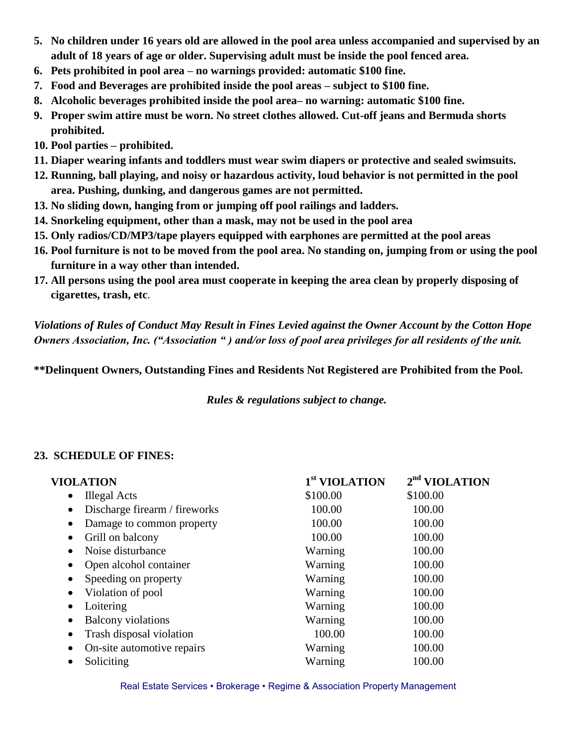5. **No children under 16 years old are allowed in the pool area unless accompanied and supervised by an adult of 18 years of age or older. Supervising adult must be inside the pool fenced area.**
6. **Pets prohibited in pool area – no warnings provided: automatic $100 fine.**
7. **Food and Beverages are prohibited inside the pool areas – subject to $100 fine.**
8. **Alcoholic beverages prohibited inside the pool area– no warning: automatic $100 fine.**
9. **Proper swim attire must be worn. No street clothes allowed. Cut-off jeans and Bermuda shorts prohibited.**
10. **Pool parties – prohibited.**
11. **Diaper wearing infants and toddlers must wear swim diapers or protective and sealed swimsuits.**
12. **Running, ball playing, and noisy or hazardous activity, loud behavior is not permitted in the pool area. Pushing, dunking, and dangerous games are not permitted.**
13. **No sliding down, hanging from or jumping off pool railings and ladders.**
14. **Snorkeling equipment, other than a mask, may not be used in the pool area**
15. **Only radios/CD/MP3/tape players equipped with earphones are permitted at the pool areas**
16. **Pool furniture is not to be moved from the pool area. No standing on, jumping from or using the pool furniture in a way other than intended.**
17. **All persons using the pool area must cooperate in keeping the area clean by properly disposing of cigarettes, trash, etc.**

***Violations of Rules of Conduct May Result in Fines Levied against the Owner Account by the Cotton Hope Owners Association, Inc. ("Association " ) and/or loss of pool area privileges for all residents of the unit.***

**\*\*Delinquent Owners, Outstanding Fines and Residents Not Registered are Prohibited from the Pool.**

***Rules & regulations subject to change.***

**23. SCHEDULE OF FINES:**

| VIOLATION | 1st VIOLATION | 2nd VIOLATION |
|---|---|---|
| Illegal Acts | $100.00 | $100.00 |
| Discharge firearm / fireworks | 100.00 | 100.00 |
| Damage to common property | 100.00 | 100.00 |
| Grill on balcony | 100.00 | 100.00 |
| Noise disturbance | Warning | 100.00 |
| Open alcohol container | Warning | 100.00 |
| Speeding on property | Warning | 100.00 |
| Violation of pool | Warning | 100.00 |
| Loitering | Warning | 100.00 |
| Balcony violations | Warning | 100.00 |
| Trash disposal violation | 100.00 | 100.00 |
| On-site automotive repairs | Warning | 100.00 |
| Soliciting | Warning | 100.00 |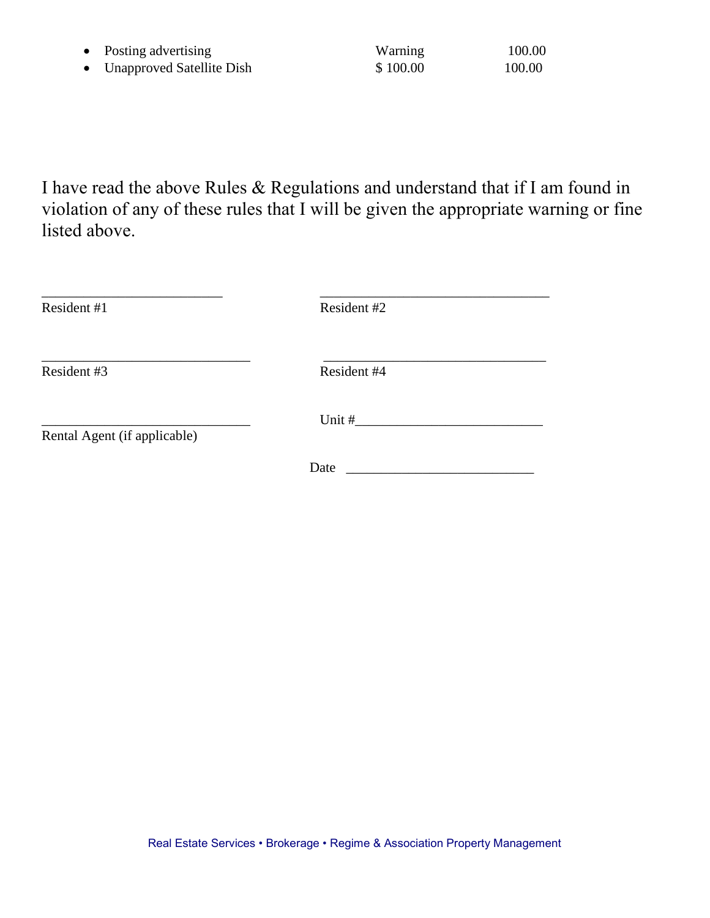| | | |
|---|---|---|
| • Posting advertising | Warning | 100.00 |
| • Unapproved Satellite Dish | $ 100.00 | 100.00 |

I have read the above Rules & Regulations and understand that if I am found in violation of any of these rules that I will be given the appropriate warning or fine listed above.

___________________________ Resident #1

___________________________ Resident #2

___________________________ Resident #3

___________________________ Resident #4

___________________________ Rental Agent (if applicable)

Unit #___________________________

Date ___________________________

Real Estate Services • Brokerage • Regime & Association Property Management